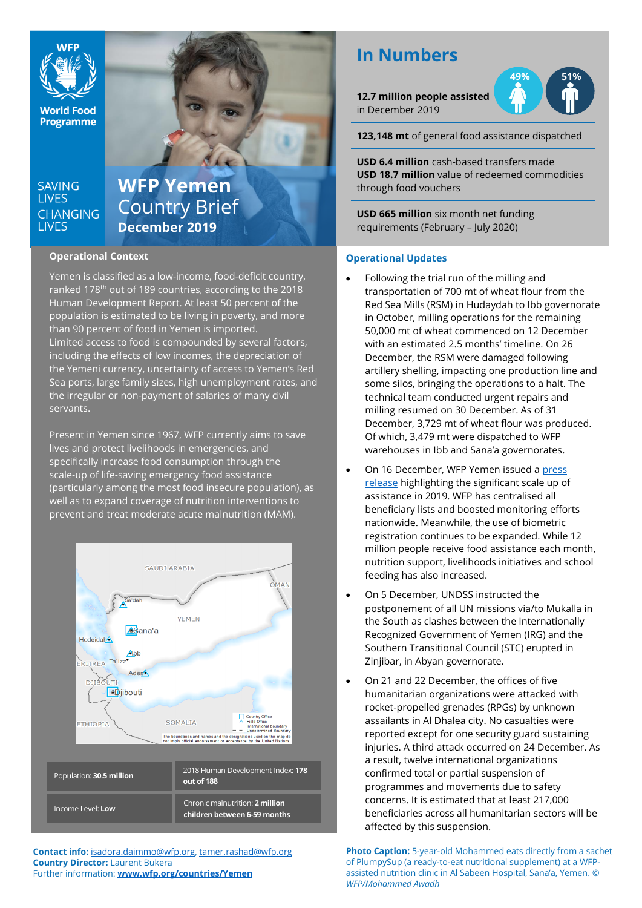WFP World Food Programme

SAVING LIVES CHANGING LIVES

# WFP Yemen Country Brief

**December 2019**

## In Numbers

**12.7 million people assisted** in December 2019

49% 51%

**123,148 mt** of general food assistance dispatched

**USD 6.4 million** cash-based transfers made

**USD 18.7 million** value of redeemed commodities through food vouchers

**USD 665 million** six month net funding requirements (February – July 2020)

## Operational Context

Yemen is classified as a low-income, food-deficit country, ranked 178th out of 189 countries, according to the 2018 Human Development Report. At least 50 percent of the population is estimated to be living in poverty, and more than 90 percent of food in Yemen is imported. Limited access to food is compounded by several factors, including the effects of low incomes, the depreciation of the Yemeni currency, uncertainty of access to Yemen's Red Sea ports, large family sizes, high unemployment rates, and the irregular or non-payment of salaries of many civil servants.

Present in Yemen since 1967, WFP currently aims to save lives and protect livelihoods in emergencies, and specifically increase food consumption through the scale-up of life-saving emergency food assistance (particularly among the most food insecure population), as well as to expand coverage of nutrition interventions to prevent and treat moderate acute malnutrition (MAM).

| Population: **30.5 million** | 2018 Human Development Index: **178 out of 188** |
|---|---|
| Income Level: **Low** | Chronic malnutrition: **2 million children between 6-59 months** |

**Contact info:** isadora.daimmo@wfp.org, tamer.rashad@wfp.org
**Country Director:** Laurent Bukera
Further information: **www.wfp.org/countries/Yemen**

## Operational Updates

- Following the trial run of the milling and transportation of 700 mt of wheat flour from the Red Sea Mills (RSM) in Hudaydah to Ibb governorate in October, milling operations for the remaining 50,000 mt of wheat commenced on 12 December with an estimated 2.5 months' timeline. On 26 December, the RSM were damaged following artillery shelling, impacting one production line and some silos, bringing the operations to a halt. The technical team conducted urgent repairs and milling resumed on 30 December. As of 31 December, 3,729 mt of wheat flour was produced. Of which, 3,479 mt were dispatched to WFP warehouses in Ibb and Sana'a governorates.
- On 16 December, WFP Yemen issued a press release highlighting the significant scale up of assistance in 2019. WFP has centralised all beneficiary lists and boosted monitoring efforts nationwide. Meanwhile, the use of biometric registration continues to be expanded. While 12 million people receive food assistance each month, nutrition support, livelihoods initiatives and school feeding has also increased.
- On 5 December, UNDSS instructed the postponement of all UN missions via/to Mukalla in the South as clashes between the Internationally Recognized Government of Yemen (IRG) and the Southern Transitional Council (STC) erupted in Zinjibar, in Abyan governorate.
- On 21 and 22 December, the offices of five humanitarian organizations were attacked with rocket-propelled grenades (RPGs) by unknown assailants in Al Dhalea city. No casualties were reported except for one security guard sustaining injuries. A third attack occurred on 24 December. As a result, twelve international organizations confirmed total or partial suspension of programmes and movements due to safety concerns. It is estimated that at least 217,000 beneficiaries across all humanitarian sectors will be affected by this suspension.

**Photo Caption:** 5-year-old Mohammed eats directly from a sachet of PlumpySup (a ready-to-eat nutritional supplement) at a WFP-assisted nutrition clinic in Al Sabeen Hospital, Sana'a, Yemen. © *WFP/Mohammed Awadh*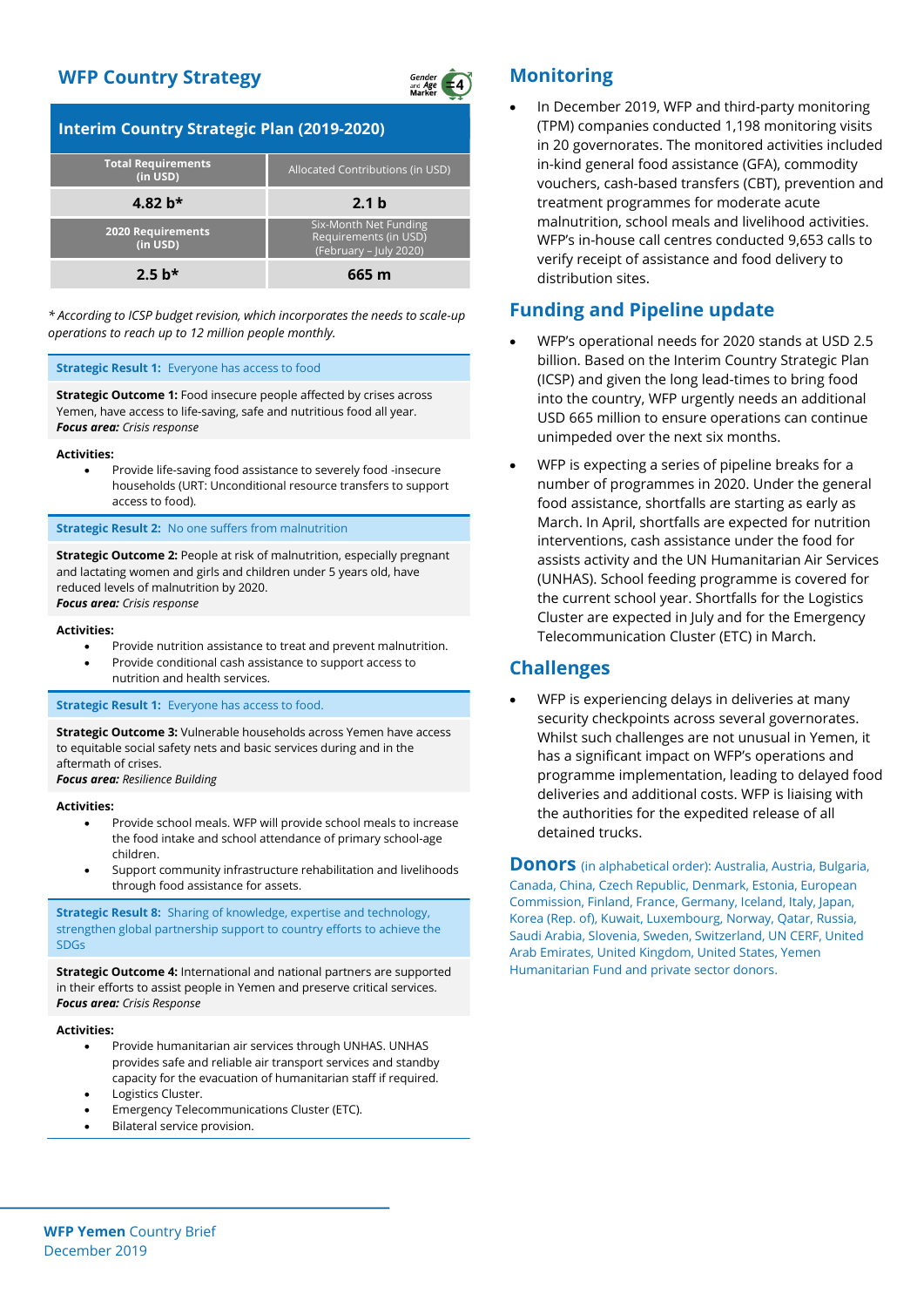## WFP Country Strategy

Gender and Age Marker 4

### Interim Country Strategic Plan (2019-2020)

| Total Requirements (in USD) | Allocated Contributions (in USD) |
|---|---|
| **4.82 b*** | **2.1 b** |
| **2020 Requirements (in USD)** | Six-Month Net Funding Requirements (in USD) (February – July 2020) |
| **2.5 b*** | **665 m** |

*\* According to ICSP budget revision, which incorporates the needs to scale-up operations to reach up to 12 million people monthly.*

**Strategic Result 1:** Everyone has access to food

**Strategic Outcome 1:** Food insecure people affected by crises across Yemen, have access to life-saving, safe and nutritious food all year.
***Focus area:*** *Crisis response*

**Activities:**

- Provide life-saving food assistance to severely food -insecure households (URT: Unconditional resource transfers to support access to food).

**Strategic Result 2:** No one suffers from malnutrition

**Strategic Outcome 2:** People at risk of malnutrition, especially pregnant and lactating women and girls and children under 5 years old, have reduced levels of malnutrition by 2020.
***Focus area:*** *Crisis response*

**Activities:**

- Provide nutrition assistance to treat and prevent malnutrition.
- Provide conditional cash assistance to support access to nutrition and health services.

**Strategic Result 1:** Everyone has access to food.

**Strategic Outcome 3:** Vulnerable households across Yemen have access to equitable social safety nets and basic services during and in the aftermath of crises.
***Focus area:*** *Resilience Building*

**Activities:**

- Provide school meals. WFP will provide school meals to increase the food intake and school attendance of primary school-age children.
- Support community infrastructure rehabilitation and livelihoods through food assistance for assets.

**Strategic Result 8:** Sharing of knowledge, expertise and technology, strengthen global partnership support to country efforts to achieve the SDGs

**Strategic Outcome 4:** International and national partners are supported in their efforts to assist people in Yemen and preserve critical services.
***Focus area:*** *Crisis Response*

**Activities:**

- Provide humanitarian air services through UNHAS. UNHAS provides safe and reliable air transport services and standby capacity for the evacuation of humanitarian staff if required.
- Logistics Cluster.
- Emergency Telecommunications Cluster (ETC).
- Bilateral service provision.

## Monitoring

- In December 2019, WFP and third-party monitoring (TPM) companies conducted 1,198 monitoring visits in 20 governorates. The monitored activities included in-kind general food assistance (GFA), commodity vouchers, cash-based transfers (CBT), prevention and treatment programmes for moderate acute malnutrition, school meals and livelihood activities. WFP's in-house call centres conducted 9,653 calls to verify receipt of assistance and food delivery to distribution sites.

## Funding and Pipeline update

- WFP's operational needs for 2020 stands at USD 2.5 billion. Based on the Interim Country Strategic Plan (ICSP) and given the long lead-times to bring food into the country, WFP urgently needs an additional USD 665 million to ensure operations can continue unimpeded over the next six months.
- WFP is expecting a series of pipeline breaks for a number of programmes in 2020. Under the general food assistance, shortfalls are starting as early as March. In April, shortfalls are expected for nutrition interventions, cash assistance under the food for assists activity and the UN Humanitarian Air Services (UNHAS). School feeding programme is covered for the current school year. Shortfalls for the Logistics Cluster are expected in July and for the Emergency Telecommunication Cluster (ETC) in March.

## Challenges

- WFP is experiencing delays in deliveries at many security checkpoints across several governorates. Whilst such challenges are not unusual in Yemen, it has a significant impact on WFP's operations and programme implementation, leading to delayed food deliveries and additional costs. WFP is liaising with the authorities for the expedited release of all detained trucks.

## Donors

(in alphabetical order): Australia, Austria, Bulgaria, Canada, China, Czech Republic, Denmark, Estonia, European Commission, Finland, France, Germany, Iceland, Italy, Japan, Korea (Rep. of), Kuwait, Luxembourg, Norway, Qatar, Russia, Saudi Arabia, Slovenia, Sweden, Switzerland, UN CERF, United Arab Emirates, United Kingdom, United States, Yemen Humanitarian Fund and private sector donors.